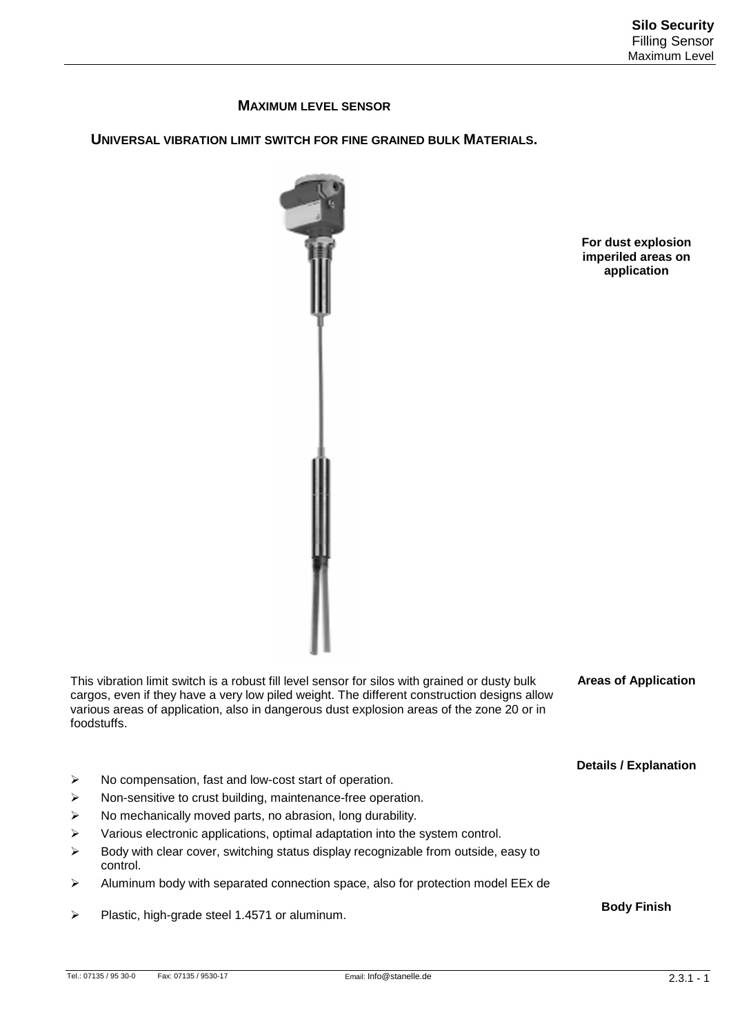## MAXIMUM LEVEL SENSOR

### UNIVERSAL VIBRATION LIMIT SWITCH FOR FINE GRAINED BULK MATERIALS.

**For dust explosion imperiled areas on application**

**Areas of Application**

This vibration limit switch is a robust fill level sensor for silos with grained or dusty bulk cargos, even if they have a very low piled weight. The different construction designs allow various areas of application, also in dangerous dust explosion areas of the zone 20 or in foodstuffs.

**Details / Explanation**

- No compensation, fast and low-cost start of operation.
- Non-sensitive to crust building, maintenance-free operation.
- No mechanically moved parts, no abrasion, long durability.
- Various electronic applications, optimal adaptation into the system control.
- Body with clear cover, switching status display recognizable from outside, easy to control.
- Aluminum body with separated connection space, also for protection model EEx de

**Body Finish**

- Plastic, high-grade steel 1.4571 or aluminum.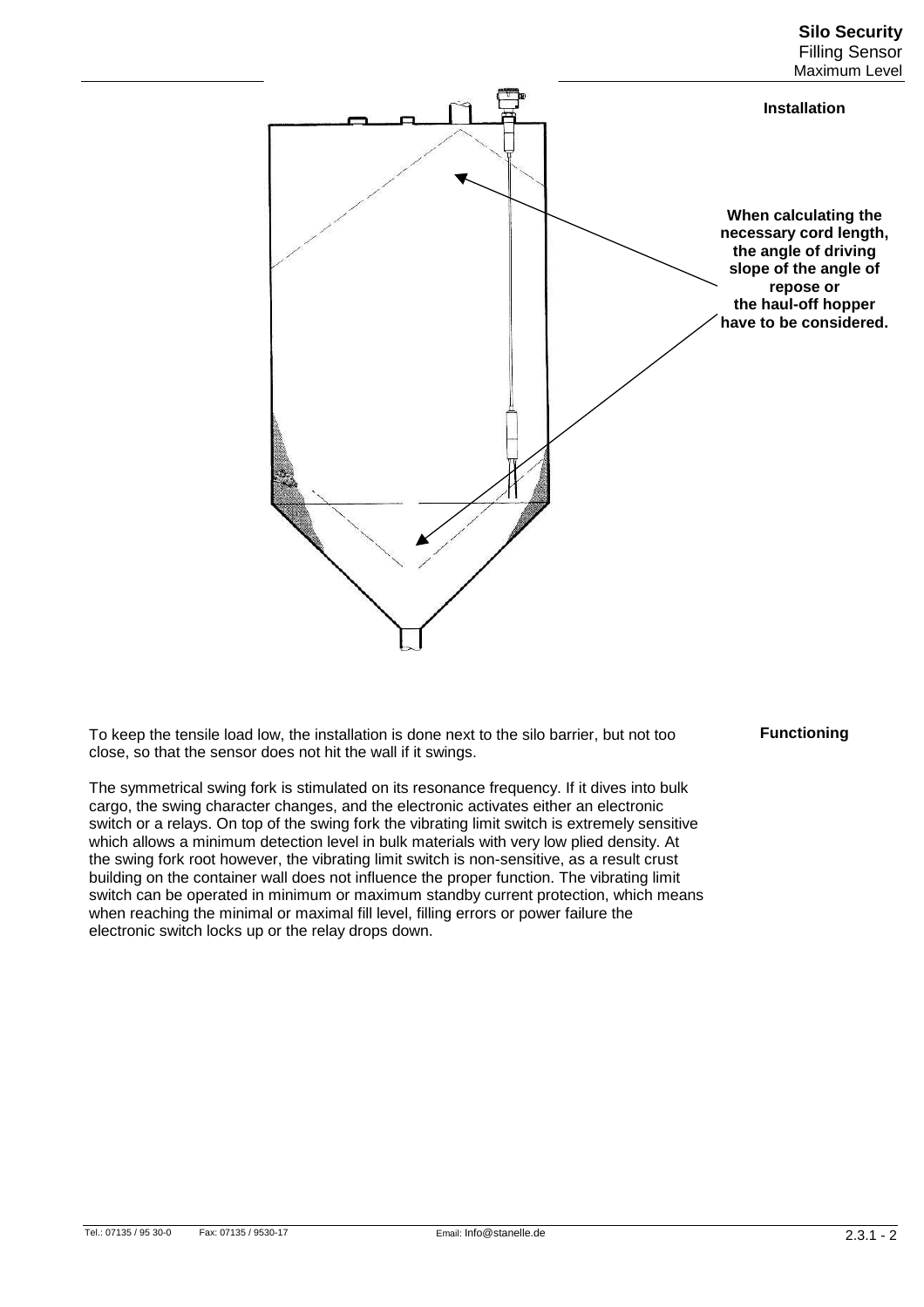**Installation**

**When calculating the necessary cord length, the angle of driving slope of the angle of repose or the haul-off hopper have to be considered.**

**Functioning**

To keep the tensile load low, the installation is done next to the silo barrier, but not too close, so that the sensor does not hit the wall if it swings.

The symmetrical swing fork is stimulated on its resonance frequency. If it dives into bulk cargo, the swing character changes, and the electronic activates either an electronic switch or a relays. On top of the swing fork the vibrating limit switch is extremely sensitive which allows a minimum detection level in bulk materials with very low plied density. At the swing fork root however, the vibrating limit switch is non-sensitive, as a result crust building on the container wall does not influence the proper function. The vibrating limit switch can be operated in minimum or maximum standby current protection, which means when reaching the minimal or maximal fill level, filling errors or power failure the electronic switch locks up or the relay drops down.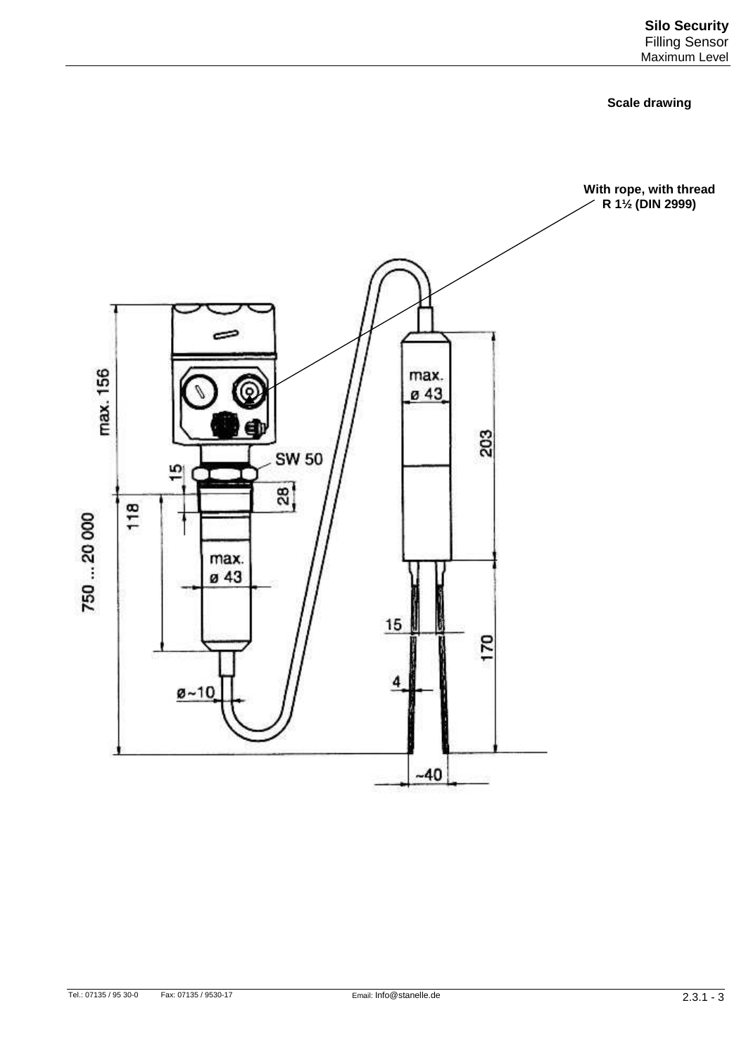**Scale drawing**

**With rope, with thread R 1½ (DIN 2999)**

max. 156

15

118

750 ... 20 000

SW 50

28

max. ø 43

ø~10

max. ø 43

203

15

4

170

~40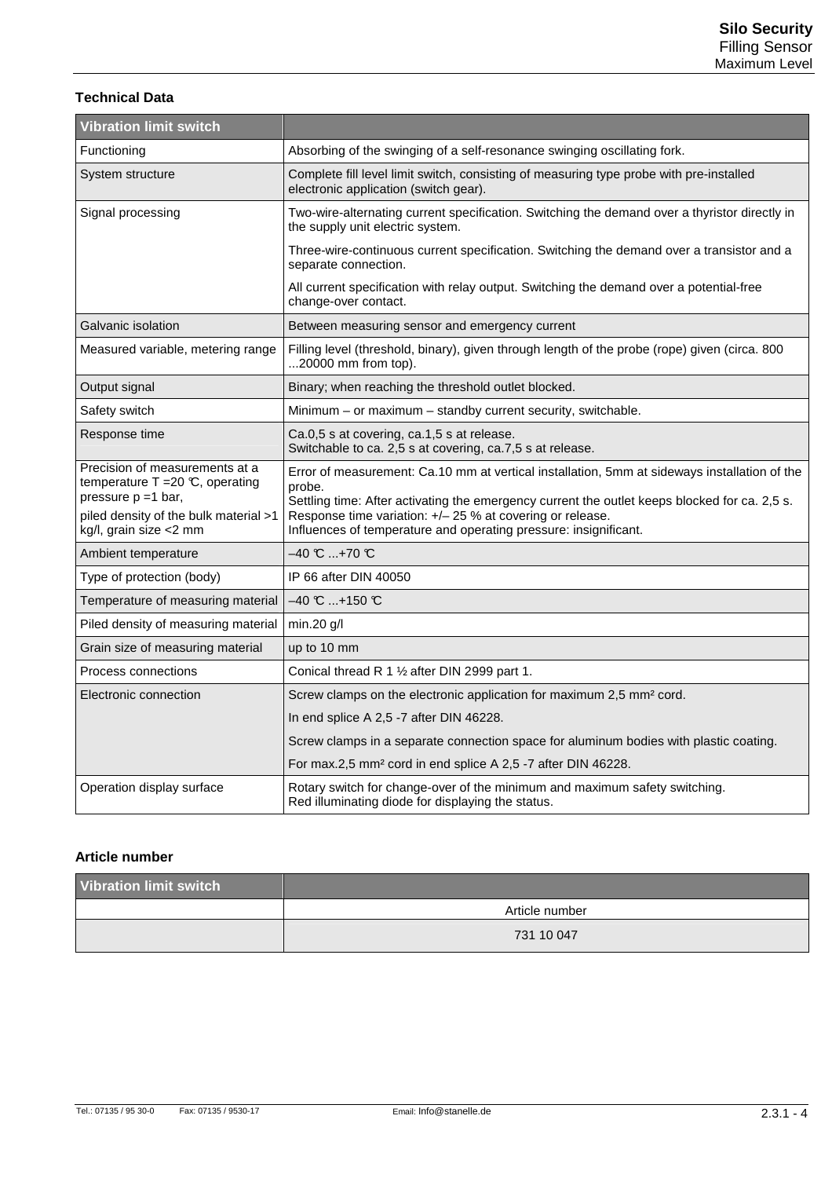## Technical Data

| Vibration limit switch | |
|---|---|
| Functioning | Absorbing of the swinging of a self-resonance swinging oscillating fork. |
| System structure | Complete fill level limit switch, consisting of measuring type probe with pre-installed electronic application (switch gear). |
| Signal processing | Two-wire-alternating current specification. Switching the demand over a thyristor directly in the supply unit electric system.<br>Three-wire-continuous current specification. Switching the demand over a transistor and a separate connection.<br>All current specification with relay output. Switching the demand over a potential-free change-over contact. |
| Galvanic isolation | Between measuring sensor and emergency current |
| Measured variable, metering range | Filling level (threshold, binary), given through length of the probe (rope) given (circa. 800 ...20000 mm from top). |
| Output signal | Binary; when reaching the threshold outlet blocked. |
| Safety switch | Minimum – or maximum – standby current security, switchable. |
| Response time | Ca.0,5 s at covering, ca.1,5 s at release.<br>Switchable to ca. 2,5 s at covering, ca.7,5 s at release. |
| Precision of measurements at a temperature T =20 °C, operating pressure p =1 bar,<br>piled density of the bulk material >1 kg/l, grain size <2 mm | Error of measurement: Ca.10 mm at vertical installation, 5mm at sideways installation of the probe.<br>Settling time: After activating the emergency current the outlet keeps blocked for ca. 2,5 s.<br>Response time variation: +/– 25 % at covering or release.<br>Influences of temperature and operating pressure: insignificant. |
| Ambient temperature | –40 °C ...+70 °C |
| Type of protection (body) | IP 66 after DIN 40050 |
| Temperature of measuring material | –40 °C ...+150 °C |
| Piled density of measuring material | min.20 g/l |
| Grain size of measuring material | up to 10 mm |
| Process connections | Conical thread R 1 ½ after DIN 2999 part 1. |
| Electronic connection | Screw clamps on the electronic application for maximum 2,5 mm² cord.<br>In end splice A 2,5 -7 after DIN 46228.<br>Screw clamps in a separate connection space for aluminum bodies with plastic coating.<br>For max.2,5 mm² cord in end splice A 2,5 -7 after DIN 46228. |
| Operation display surface | Rotary switch for change-over of the minimum and maximum safety switching.<br>Red illuminating diode for displaying the status. |

## Article number

| Vibration limit switch | |
|---|---|
| | Article number |
| | 731 10 047 |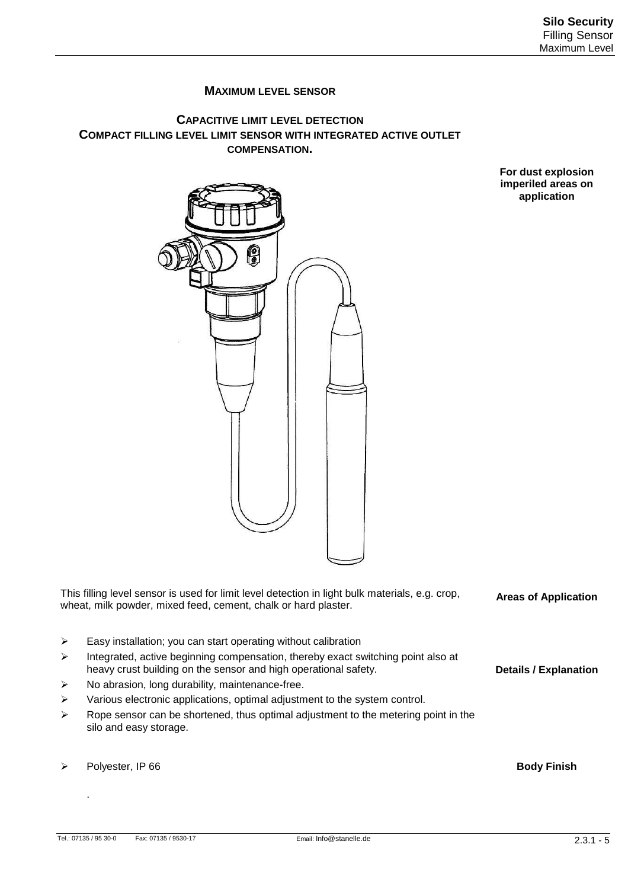## MAXIMUM LEVEL SENSOR

### CAPACITIVE LIMIT LEVEL DETECTION
### COMPACT FILLING LEVEL LIMIT SENSOR WITH INTEGRATED ACTIVE OUTLET COMPENSATION.

**For dust explosion imperiled areas on application**

**Areas of Application**

This filling level sensor is used for limit level detection in light bulk materials, e.g. crop, wheat, milk powder, mixed feed, cement, chalk or hard plaster.

**Details / Explanation**

- Easy installation; you can start operating without calibration
- Integrated, active beginning compensation, thereby exact switching point also at heavy crust building on the sensor and high operational safety.
- No abrasion, long durability, maintenance-free.
- Various electronic applications, optimal adjustment to the system control.
- Rope sensor can be shortened, thus optimal adjustment to the metering point in the silo and easy storage.

**Body Finish**

- Polyester, IP 66

.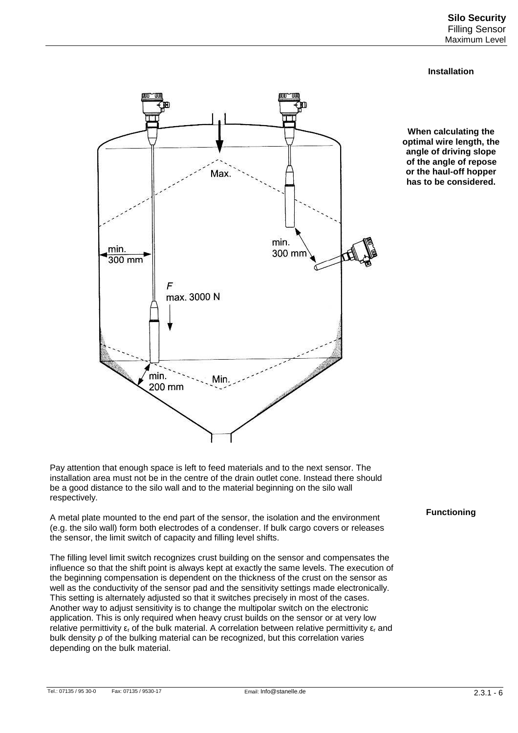## Installation

**When calculating the optimal wire length, the angle of driving slope of the angle of repose or the haul-off hopper has to be considered.**

Pay attention that enough space is left to feed materials and to the next sensor. The installation area must not be in the centre of the drain outlet cone. Instead there should be a good distance to the silo wall and to the material beginning on the silo wall respectively.

## Functioning

A metal plate mounted to the end part of the sensor, the isolation and the environment (e.g. the silo wall) form both electrodes of a condenser. If bulk cargo covers or releases the sensor, the limit switch of capacity and filling level shifts.

The filling level limit switch recognizes crust building on the sensor and compensates the influence so that the shift point is always kept at exactly the same levels. The execution of the beginning compensation is dependent on the thickness of the crust on the sensor as well as the conductivity of the sensor pad and the sensitivity settings made electronically. This setting is alternately adjusted so that it switches precisely in most of the cases. Another way to adjust sensitivity is to change the multipolar switch on the electronic application. This is only required when heavy crust builds on the sensor or at very low relative permittivity $\varepsilon_r$ of the bulk material. A correlation between relative permittivity $\varepsilon_r$ and bulk density $\rho$ of the bulking material can be recognized, but this correlation varies depending on the bulk material.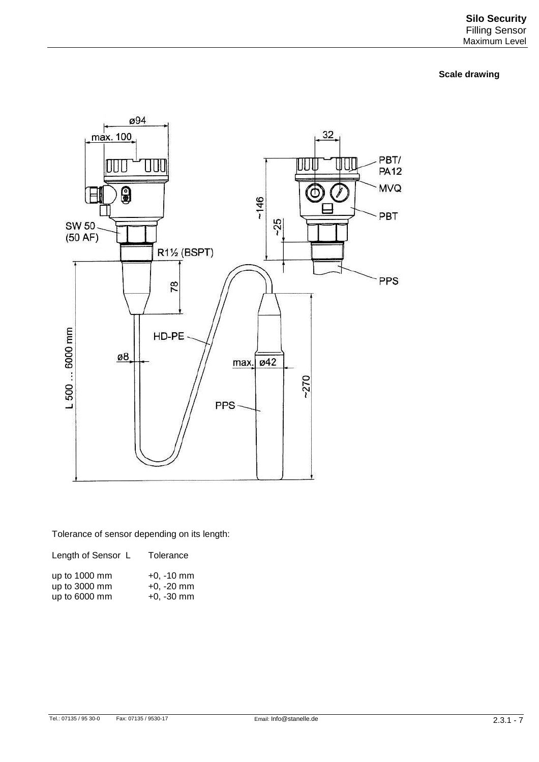**Scale drawing**

Tolerance of sensor depending on its length:

| Length of Sensor L | Tolerance |
| --- | --- |
| up to 1000 mm | +0, -10 mm |
| up to 3000 mm | +0, -20 mm |
| up to 6000 mm | +0, -30 mm |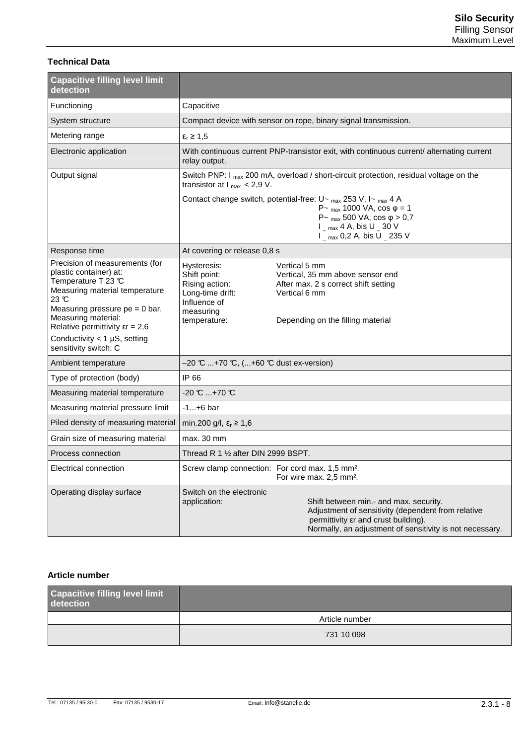### Technical Data

| Capacitive filling level limit detection | |
|---|---|
| Functioning | Capacitive |
| System structure | Compact device with sensor on rope, binary signal transmission. |
| Metering range | $\varepsilon_r \geq 1{,}5$ |
| Electronic application | With continuous current PNP-transistor exit, with continuous current/ alternating current relay output. |
| Output signal | Switch PNP: $I_{max}$ 200 mA, overload / short-circuit protection, residual voltage on the transistor at $I_{max}$ < 2,9 V.<br>Contact change switch, potential-free: $U\sim_{max}$ 253 V, $I\sim_{max}$ 4 A<br>$P\sim_{max}$ 1000 VA, cos φ = 1<br>$P\sim_{max}$ 500 VA, cos φ > 0,7<br>$I_{\_\ max}$ 4 A, bis U _ 30 V<br>$I_{\_\ max}$ 0,2 A, bis U _ 235 V |
| Response time | At covering or release 0,8 s |
| Precision of measurements (for plastic container) at:<br>Temperature T 23 °C<br>Measuring material temperature 23 °C<br>Measuring pressure pe = 0 bar.<br>Measuring material:<br>Relative permittivity εr = 2,6<br>Conductivity < 1 µS, setting sensitivity switch: C | Hysteresis: Vertical 5 mm<br>Shift point: Vertical, 35 mm above sensor end<br>Rising action: After max. 2 s correct shift setting<br>Long-time drift: Vertical 6 mm<br>Influence of measuring temperature: Depending on the filling material |
| Ambient temperature | –20 °C ...+70 °C, (...+60 °C dust ex-version) |
| Type of protection (body) | IP 66 |
| Measuring material temperature | -20 °C ...+70 °C |
| Measuring material pressure limit | -1...+6 bar |
| Piled density of measuring material | min.200 g/l, $\varepsilon_r \geq 1{,}6$ |
| Grain size of measuring material | max. 30 mm |
| Process connection | Thread R 1 ½ after DIN 2999 BSPT. |
| Electrical connection | Screw clamp connection: For cord max. 1,5 mm².<br>For wire max. 2,5 mm². |
| Operating display surface | Switch on the electronic application: Shift between min.- and max. security.<br>Adjustment of sensitivity (dependent from relative permittivity εr and crust building).<br>Normally, an adjustment of sensitivity is not necessary. |

### Article number

| Capacitive filling level limit detection | |
|---|---|
| | Article number |
| | 731 10 098 |

Tel.: 07135 / 95 30-0 Fax: 07135 / 9530-17 Email: Info@stanelle.de